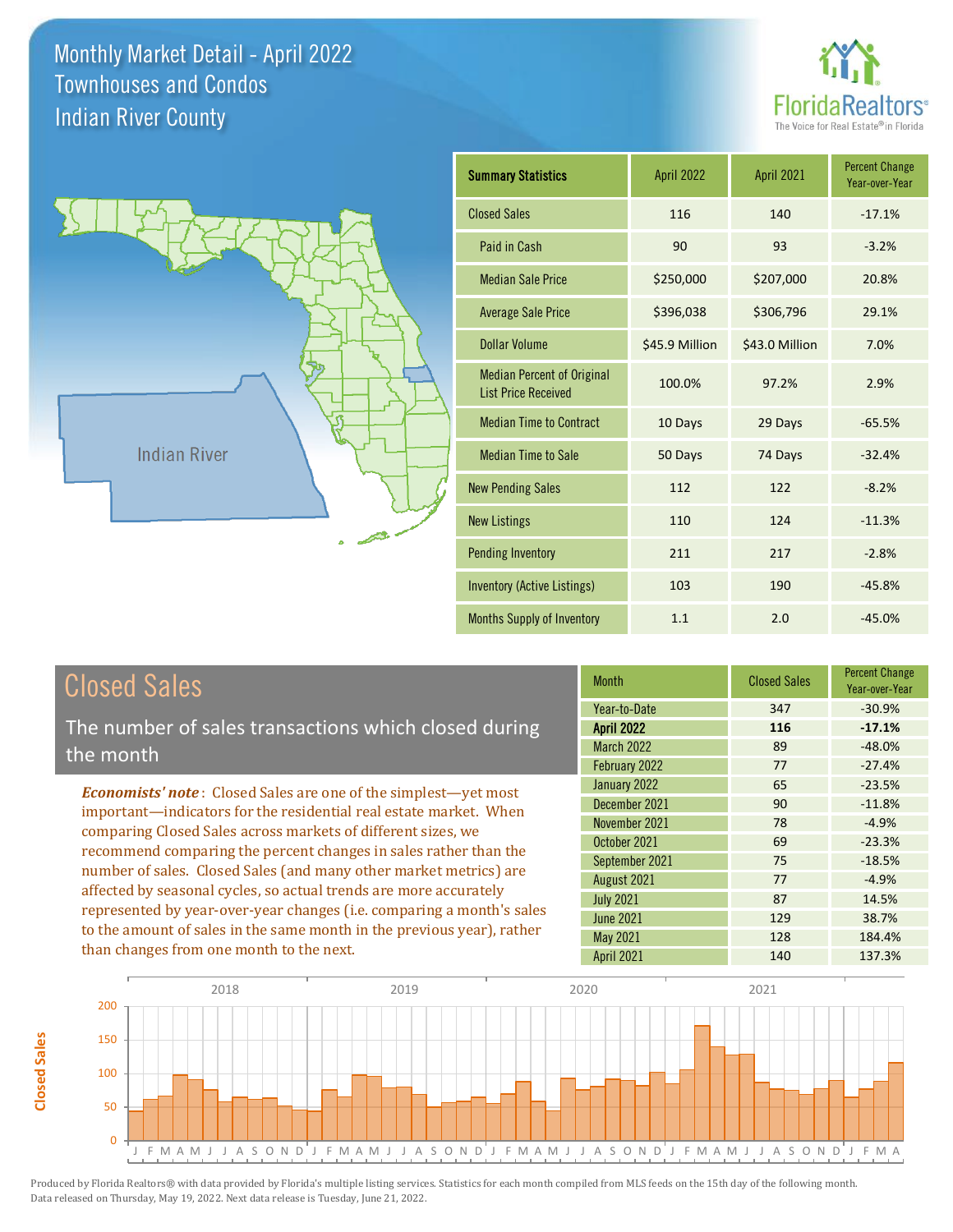# Monthly Market Detail - April 2022
## Townhouses and Condos
## Indian River County

FloridaRealtors®
The Voice for Real Estate® in Florida

Indian River

| Summary Statistics | April 2022 | April 2021 | Percent Change Year-over-Year |
|---|---|---|---|
| Closed Sales | 116 | 140 | -17.1% |
| Paid in Cash | 90 | 93 | -3.2% |
| Median Sale Price | $250,000 | $207,000 | 20.8% |
| Average Sale Price | $396,038 | $306,796 | 29.1% |
| Dollar Volume | $45.9 Million | $43.0 Million | 7.0% |
| Median Percent of Original List Price Received | 100.0% | 97.2% | 2.9% |
| Median Time to Contract | 10 Days | 29 Days | -65.5% |
| Median Time to Sale | 50 Days | 74 Days | -32.4% |
| New Pending Sales | 112 | 122 | -8.2% |
| New Listings | 110 | 124 | -11.3% |
| Pending Inventory | 211 | 217 | -2.8% |
| Inventory (Active Listings) | 103 | 190 | -45.8% |
| Months Supply of Inventory | 1.1 | 2.0 | -45.0% |

## Closed Sales

The number of sales transactions which closed during the month

***Economists' note***: Closed Sales are one of the simplest—yet most important—indicators for the residential real estate market. When comparing Closed Sales across markets of different sizes, we recommend comparing the percent changes in sales rather than the number of sales. Closed Sales (and many other market metrics) are affected by seasonal cycles, so actual trends are more accurately represented by year-over-year changes (i.e. comparing a month's sales to the amount of sales in the same month in the previous year), rather than changes from one month to the next.

| Month | Closed Sales | Percent Change Year-over-Year |
|---|---|---|
| Year-to-Date | 347 | -30.9% |
| **April 2022** | **116** | **-17.1%** |
| March 2022 | 89 | -48.0% |
| February 2022 | 77 | -27.4% |
| January 2022 | 65 | -23.5% |
| December 2021 | 90 | -11.8% |
| November 2021 | 78 | -4.9% |
| October 2021 | 69 | -23.3% |
| September 2021 | 75 | -18.5% |
| August 2021 | 77 | -4.9% |
| July 2021 | 87 | 14.5% |
| June 2021 | 129 | 38.7% |
| May 2021 | 128 | 184.4% |
| April 2021 | 140 | 137.3% |

Produced by Florida Realtors® with data provided by Florida's multiple listing services. Statistics for each month compiled from MLS feeds on the 15th day of the following month. Data released on Thursday, May 19, 2022. Next data release is Tuesday, June 21, 2022.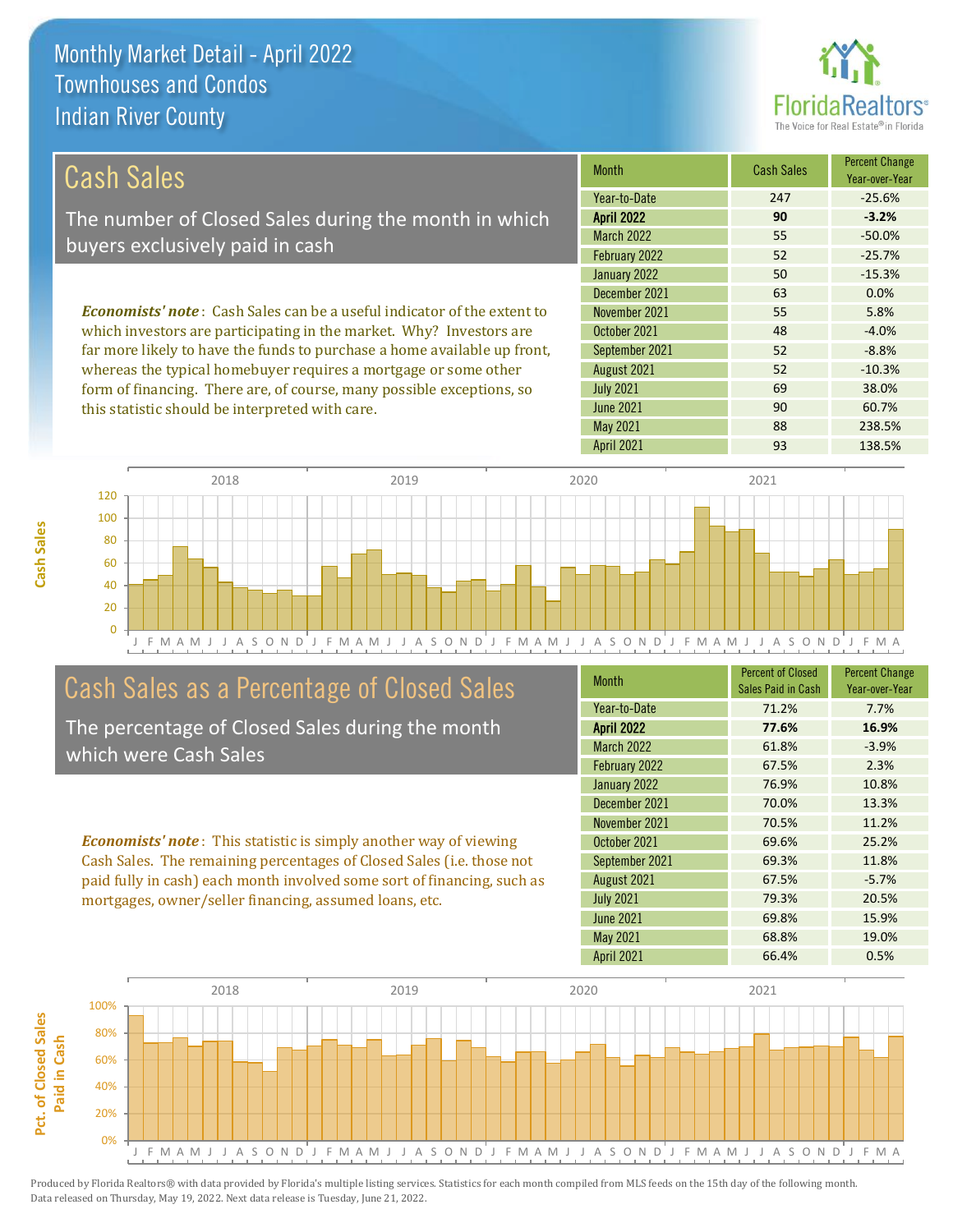# Monthly Market Detail - April 2022
## Townhouses and Condos
## Indian River County

## Cash Sales

The number of Closed Sales during the month in which buyers exclusively paid in cash

***Economists' note***: Cash Sales can be a useful indicator of the extent to which investors are participating in the market. Why? Investors are far more likely to have the funds to purchase a home available up front, whereas the typical homebuyer requires a mortgage or some other form of financing. There are, of course, many possible exceptions, so this statistic should be interpreted with care.

| Month | Cash Sales | Percent Change Year-over-Year |
|---|---|---|
| Year-to-Date | 247 | -25.6% |
| **April 2022** | **90** | **-3.2%** |
| March 2022 | 55 | -50.0% |
| February 2022 | 52 | -25.7% |
| January 2022 | 50 | -15.3% |
| December 2021 | 63 | 0.0% |
| November 2021 | 55 | 5.8% |
| October 2021 | 48 | -4.0% |
| September 2021 | 52 | -8.8% |
| August 2021 | 52 | -10.3% |
| July 2021 | 69 | 38.0% |
| June 2021 | 90 | 60.7% |
| May 2021 | 88 | 238.5% |
| April 2021 | 93 | 138.5% |

## Cash Sales as a Percentage of Closed Sales

The percentage of Closed Sales during the month which were Cash Sales

***Economists' note***: This statistic is simply another way of viewing Cash Sales. The remaining percentages of Closed Sales (i.e. those not paid fully in cash) each month involved some sort of financing, such as mortgages, owner/seller financing, assumed loans, etc.

| Month | Percent of Closed Sales Paid in Cash | Percent Change Year-over-Year |
|---|---|---|
| Year-to-Date | 71.2% | 7.7% |
| **April 2022** | **77.6%** | **16.9%** |
| March 2022 | 61.8% | -3.9% |
| February 2022 | 67.5% | 2.3% |
| January 2022 | 76.9% | 10.8% |
| December 2021 | 70.0% | 13.3% |
| November 2021 | 70.5% | 11.2% |
| October 2021 | 69.6% | 25.2% |
| September 2021 | 69.3% | 11.8% |
| August 2021 | 67.5% | -5.7% |
| July 2021 | 79.3% | 20.5% |
| June 2021 | 69.8% | 15.9% |
| May 2021 | 68.8% | 19.0% |
| April 2021 | 66.4% | 0.5% |

Produced by Florida Realtors® with data provided by Florida's multiple listing services. Statistics for each month compiled from MLS feeds on the 15th day of the following month. Data released on Thursday, May 19, 2022. Next data release is Tuesday, June 21, 2022.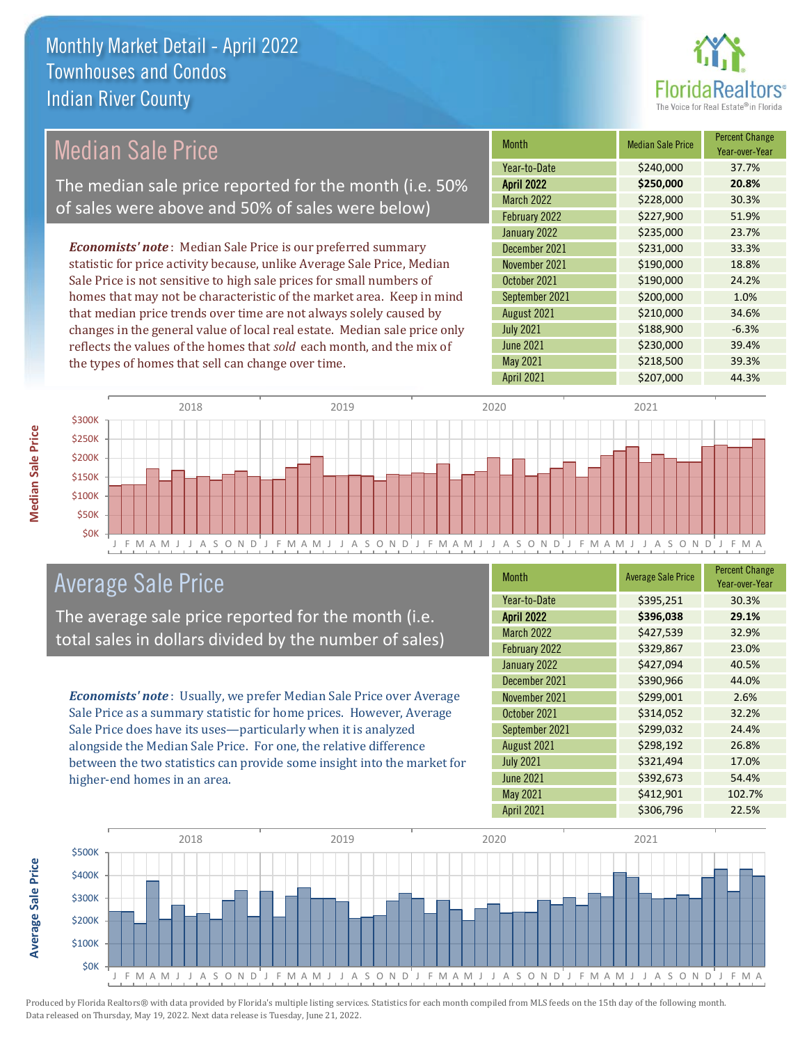# Monthly Market Detail - April 2022
## Townhouses and Condos
## Indian River County

## Median Sale Price

The median sale price reported for the month (i.e. 50% of sales were above and 50% of sales were below)

*Economists' note*: Median Sale Price is our preferred summary statistic for price activity because, unlike Average Sale Price, Median Sale Price is not sensitive to high sale prices for small numbers of homes that may not be characteristic of the market area. Keep in mind that median price trends over time are not always solely caused by changes in the general value of local real estate. Median sale price only reflects the values of the homes that *sold* each month, and the mix of the types of homes that sell can change over time.

| Month | Median Sale Price | Percent Change Year-over-Year |
|---|---|---|
| Year-to-Date | $240,000 | 37.7% |
| **April 2022** | **$250,000** | **20.8%** |
| March 2022 | $228,000 | 30.3% |
| February 2022 | $227,900 | 51.9% |
| January 2022 | $235,000 | 23.7% |
| December 2021 | $231,000 | 33.3% |
| November 2021 | $190,000 | 18.8% |
| October 2021 | $190,000 | 24.2% |
| September 2021 | $200,000 | 1.0% |
| August 2021 | $210,000 | 34.6% |
| July 2021 | $188,900 | -6.3% |
| June 2021 | $230,000 | 39.4% |
| May 2021 | $218,500 | 39.3% |
| April 2021 | $207,000 | 44.3% |

## Average Sale Price

The average sale price reported for the month (i.e. total sales in dollars divided by the number of sales)

*Economists' note*: Usually, we prefer Median Sale Price over Average Sale Price as a summary statistic for home prices. However, Average Sale Price does have its uses—particularly when it is analyzed alongside the Median Sale Price. For one, the relative difference between the two statistics can provide some insight into the market for higher-end homes in an area.

| Month | Average Sale Price | Percent Change Year-over-Year |
|---|---|---|
| Year-to-Date | $395,251 | 30.3% |
| **April 2022** | **$396,038** | **29.1%** |
| March 2022 | $427,539 | 32.9% |
| February 2022 | $329,867 | 23.0% |
| January 2022 | $427,094 | 40.5% |
| December 2021 | $390,966 | 44.0% |
| November 2021 | $299,001 | 2.6% |
| October 2021 | $314,052 | 32.2% |
| September 2021 | $299,032 | 24.4% |
| August 2021 | $298,192 | 26.8% |
| July 2021 | $321,494 | 17.0% |
| June 2021 | $392,673 | 54.4% |
| May 2021 | $412,901 | 102.7% |
| April 2021 | $306,796 | 22.5% |

Produced by Florida Realtors® with data provided by Florida's multiple listing services. Statistics for each month compiled from MLS feeds on the 15th day of the following month. Data released on Thursday, May 19, 2022. Next data release is Tuesday, June 21, 2022.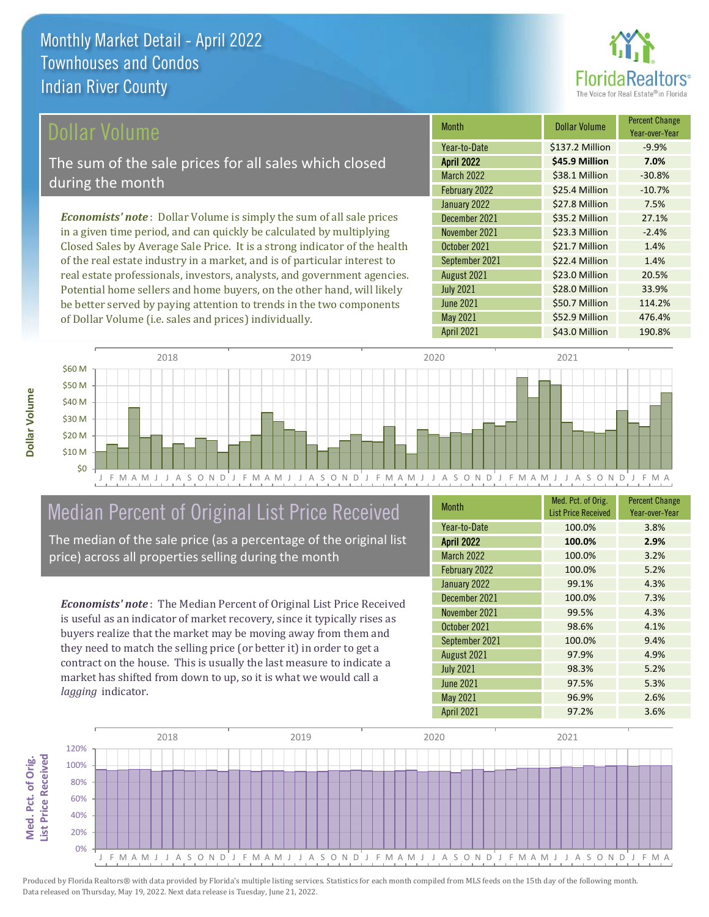# Monthly Market Detail - April 2022
## Townhouses and Condos
## Indian River County

## Dollar Volume

The sum of the sale prices for all sales which closed during the month

*Economists' note*: Dollar Volume is simply the sum of all sale prices in a given time period, and can quickly be calculated by multiplying Closed Sales by Average Sale Price. It is a strong indicator of the health of the real estate industry in a market, and is of particular interest to real estate professionals, investors, analysts, and government agencies. Potential home sellers and home buyers, on the other hand, will likely be better served by paying attention to trends in the two components of Dollar Volume (i.e. sales and prices) individually.

| Month | Dollar Volume | Percent Change Year-over-Year |
|---|---|---|
| Year-to-Date | $137.2 Million | -9.9% |
| **April 2022** | **$45.9 Million** | **7.0%** |
| March 2022 | $38.1 Million | -30.8% |
| February 2022 | $25.4 Million | -10.7% |
| January 2022 | $27.8 Million | 7.5% |
| December 2021 | $35.2 Million | 27.1% |
| November 2021 | $23.3 Million | -2.4% |
| October 2021 | $21.7 Million | 1.4% |
| September 2021 | $22.4 Million | 1.4% |
| August 2021 | $23.0 Million | 20.5% |
| July 2021 | $28.0 Million | 33.9% |
| June 2021 | $50.7 Million | 114.2% |
| May 2021 | $52.9 Million | 476.4% |
| April 2021 | $43.0 Million | 190.8% |

## Median Percent of Original List Price Received

The median of the sale price (as a percentage of the original list price) across all properties selling during the month

*Economists' note*: The Median Percent of Original List Price Received is useful as an indicator of market recovery, since it typically rises as buyers realize that the market may be moving away from them and they need to match the selling price (or better it) in order to get a contract on the house. This is usually the last measure to indicate a market has shifted from down to up, so it is what we would call a *lagging* indicator.

| Month | Med. Pct. of Orig. List Price Received | Percent Change Year-over-Year |
|---|---|---|
| Year-to-Date | 100.0% | 3.8% |
| **April 2022** | **100.0%** | **2.9%** |
| March 2022 | 100.0% | 3.2% |
| February 2022 | 100.0% | 5.2% |
| January 2022 | 99.1% | 4.3% |
| December 2021 | 100.0% | 7.3% |
| November 2021 | 99.5% | 4.3% |
| October 2021 | 98.6% | 4.1% |
| September 2021 | 100.0% | 9.4% |
| August 2021 | 97.9% | 4.9% |
| July 2021 | 98.3% | 5.2% |
| June 2021 | 97.5% | 5.3% |
| May 2021 | 96.9% | 2.6% |
| April 2021 | 97.2% | 3.6% |

Produced by Florida Realtors® with data provided by Florida's multiple listing services. Statistics for each month compiled from MLS feeds on the 15th day of the following month. Data released on Thursday, May 19, 2022. Next data release is Tuesday, June 21, 2022.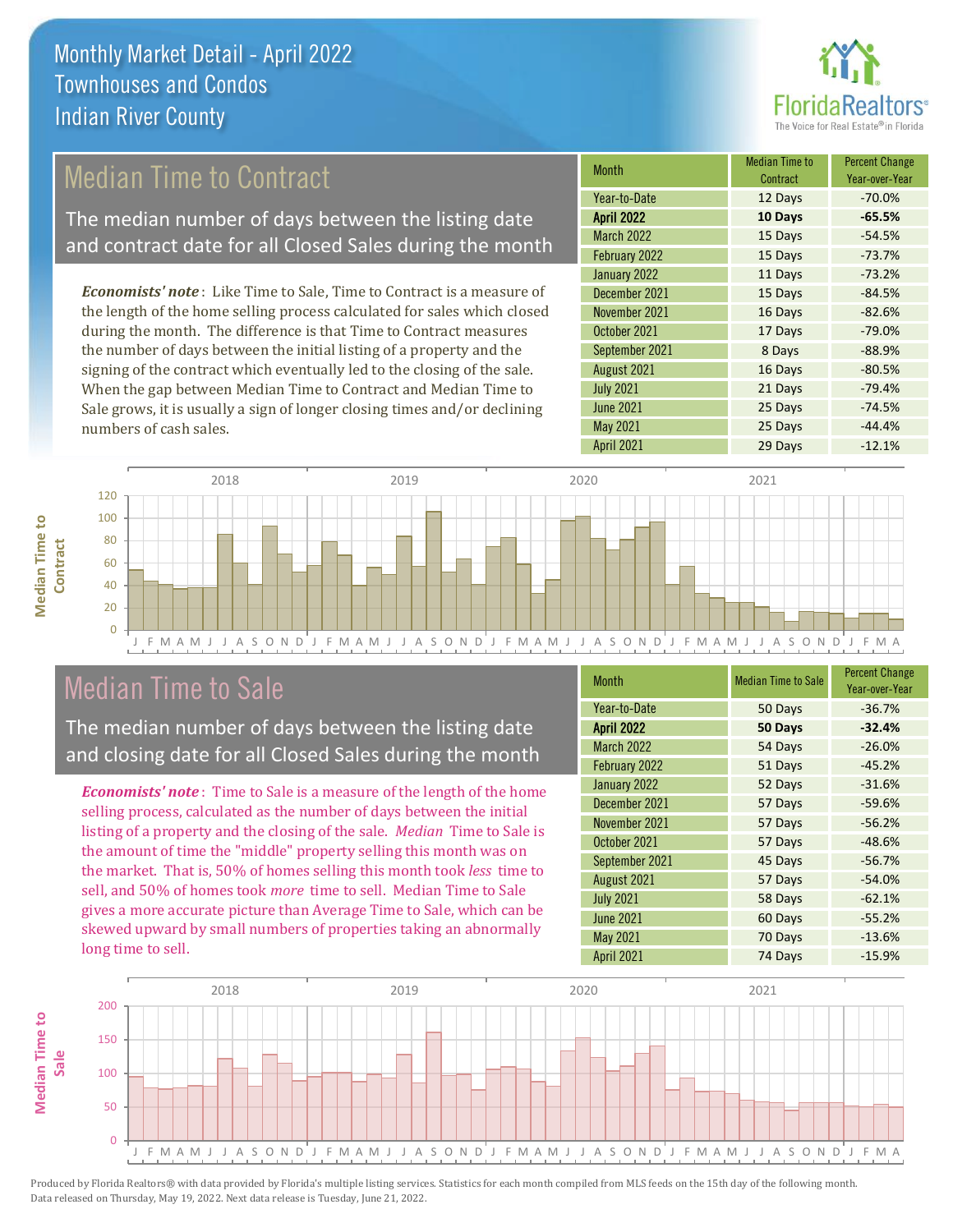# Monthly Market Detail - April 2022
## Townhouses and Condos
## Indian River County

## Median Time to Contract

The median number of days between the listing date and contract date for all Closed Sales during the month

*Economists' note*: Like Time to Sale, Time to Contract is a measure of the length of the home selling process calculated for sales which closed during the month. The difference is that Time to Contract measures the number of days between the initial listing of a property and the signing of the contract which eventually led to the closing of the sale. When the gap between Median Time to Contract and Median Time to Sale grows, it is usually a sign of longer closing times and/or declining numbers of cash sales.

| Month | Median Time to Contract | Percent Change Year-over-Year |
|---|---|---|
| Year-to-Date | 12 Days | -70.0% |
| **April 2022** | **10 Days** | **-65.5%** |
| March 2022 | 15 Days | -54.5% |
| February 2022 | 15 Days | -73.7% |
| January 2022 | 11 Days | -73.2% |
| December 2021 | 15 Days | -84.5% |
| November 2021 | 16 Days | -82.6% |
| October 2021 | 17 Days | -79.0% |
| September 2021 | 8 Days | -88.9% |
| August 2021 | 16 Days | -80.5% |
| July 2021 | 21 Days | -79.4% |
| June 2021 | 25 Days | -74.5% |
| May 2021 | 25 Days | -44.4% |
| April 2021 | 29 Days | -12.1% |

## Median Time to Sale

The median number of days between the listing date and closing date for all Closed Sales during the month

*Economists' note*: Time to Sale is a measure of the length of the home selling process, calculated as the number of days between the initial listing of a property and the closing of the sale. *Median* Time to Sale is the amount of time the "middle" property selling this month was on the market. That is, 50% of homes selling this month took *less* time to sell, and 50% of homes took *more* time to sell. Median Time to Sale gives a more accurate picture than Average Time to Sale, which can be skewed upward by small numbers of properties taking an abnormally long time to sell.

| Month | Median Time to Sale | Percent Change Year-over-Year |
|---|---|---|
| Year-to-Date | 50 Days | -36.7% |
| **April 2022** | **50 Days** | **-32.4%** |
| March 2022 | 54 Days | -26.0% |
| February 2022 | 51 Days | -45.2% |
| January 2022 | 52 Days | -31.6% |
| December 2021 | 57 Days | -59.6% |
| November 2021 | 57 Days | -56.2% |
| October 2021 | 57 Days | -48.6% |
| September 2021 | 45 Days | -56.7% |
| August 2021 | 57 Days | -54.0% |
| July 2021 | 58 Days | -62.1% |
| June 2021 | 60 Days | -55.2% |
| May 2021 | 70 Days | -13.6% |
| April 2021 | 74 Days | -15.9% |

Produced by Florida Realtors® with data provided by Florida's multiple listing services. Statistics for each month compiled from MLS feeds on the 15th day of the following month. Data released on Thursday, May 19, 2022. Next data release is Tuesday, June 21, 2022.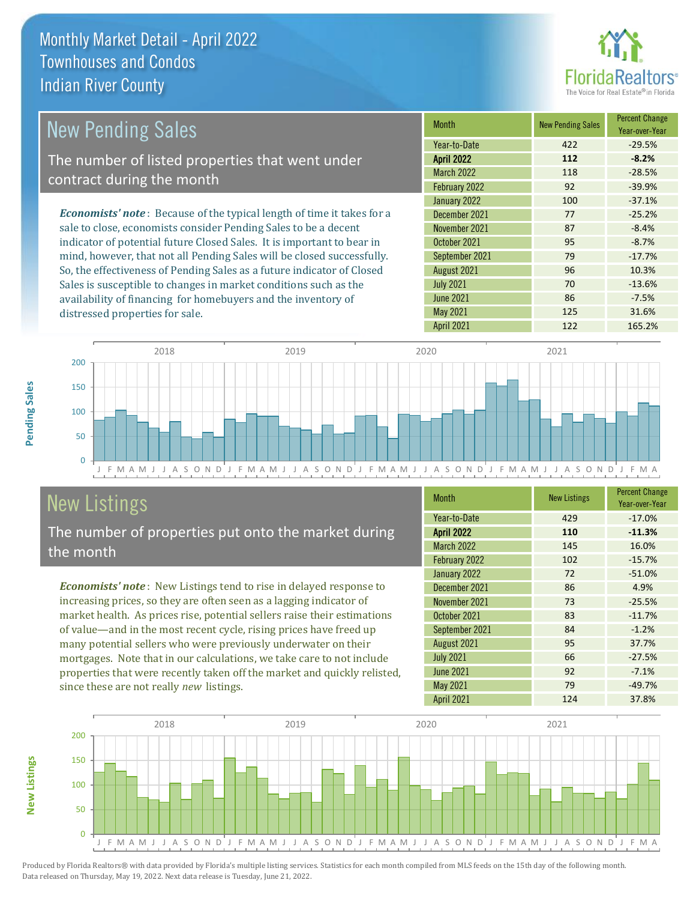# Monthly Market Detail - April 2022
## Townhouses and Condos
## Indian River County

## New Pending Sales

The number of listed properties that went under contract during the month

***Economists' note***: Because of the typical length of time it takes for a sale to close, economists consider Pending Sales to be a decent indicator of potential future Closed Sales. It is important to bear in mind, however, that not all Pending Sales will be closed successfully. So, the effectiveness of Pending Sales as a future indicator of Closed Sales is susceptible to changes in market conditions such as the availability of financing for homebuyers and the inventory of distressed properties for sale.

| Month | New Pending Sales | Percent Change Year-over-Year |
|---|---|---|
| Year-to-Date | 422 | -29.5% |
| **April 2022** | **112** | **-8.2%** |
| March 2022 | 118 | -28.5% |
| February 2022 | 92 | -39.9% |
| January 2022 | 100 | -37.1% |
| December 2021 | 77 | -25.2% |
| November 2021 | 87 | -8.4% |
| October 2021 | 95 | -8.7% |
| September 2021 | 79 | -17.7% |
| August 2021 | 96 | 10.3% |
| July 2021 | 70 | -13.6% |
| June 2021 | 86 | -7.5% |
| May 2021 | 125 | 31.6% |
| April 2021 | 122 | 165.2% |

## New Listings

The number of properties put onto the market during the month

***Economists' note***: New Listings tend to rise in delayed response to increasing prices, so they are often seen as a lagging indicator of market health. As prices rise, potential sellers raise their estimations of value—and in the most recent cycle, rising prices have freed up many potential sellers who were previously underwater on their mortgages. Note that in our calculations, we take care to not include properties that were recently taken off the market and quickly relisted, since these are not really *new* listings.

| Month | New Listings | Percent Change Year-over-Year |
|---|---|---|
| Year-to-Date | 429 | -17.0% |
| **April 2022** | **110** | **-11.3%** |
| March 2022 | 145 | 16.0% |
| February 2022 | 102 | -15.7% |
| January 2022 | 72 | -51.0% |
| December 2021 | 86 | 4.9% |
| November 2021 | 73 | -25.5% |
| October 2021 | 83 | -11.7% |
| September 2021 | 84 | -1.2% |
| August 2021 | 95 | 37.7% |
| July 2021 | 66 | -27.5% |
| June 2021 | 92 | -7.1% |
| May 2021 | 79 | -49.7% |
| April 2021 | 124 | 37.8% |

Produced by Florida Realtors® with data provided by Florida's multiple listing services. Statistics for each month compiled from MLS feeds on the 15th day of the following month. Data released on Thursday, May 19, 2022. Next data release is Tuesday, June 21, 2022.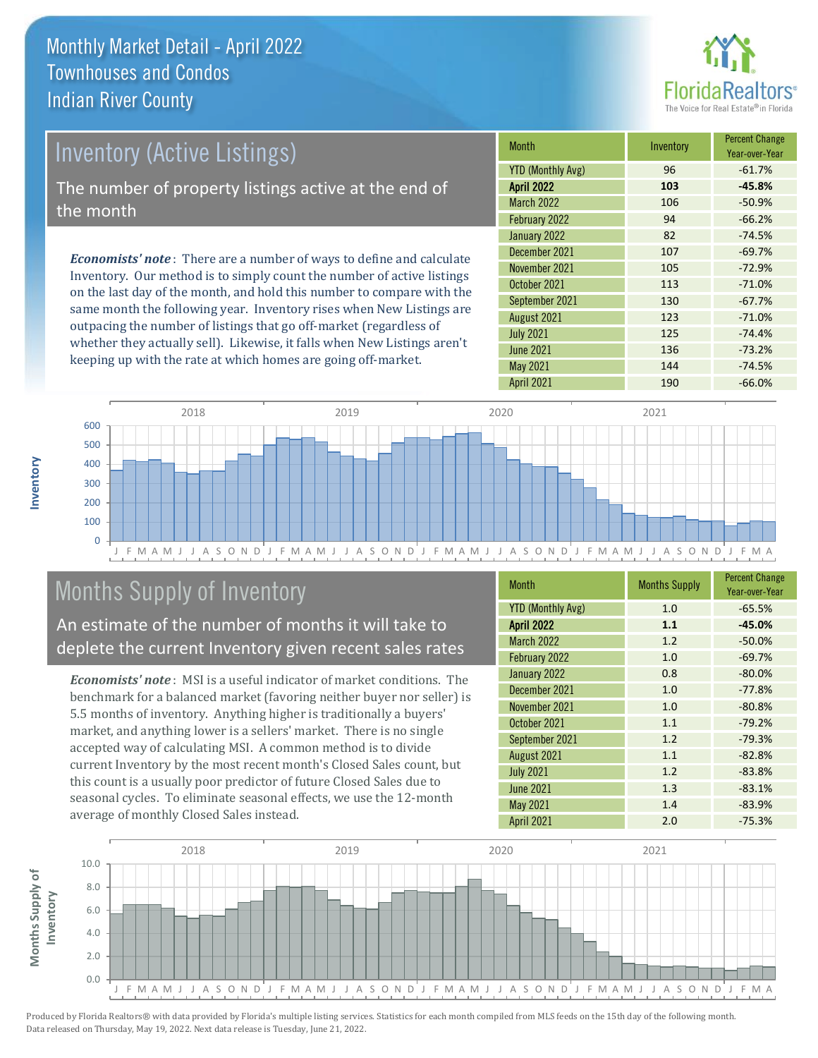# Monthly Market Detail - April 2022
## Townhouses and Condos
## Indian River County

## Inventory (Active Listings)

The number of property listings active at the end of the month

***Economists' note***: There are a number of ways to define and calculate Inventory. Our method is to simply count the number of active listings on the last day of the month, and hold this number to compare with the same month the following year. Inventory rises when New Listings are outpacing the number of listings that go off-market (regardless of whether they actually sell). Likewise, it falls when New Listings aren't keeping up with the rate at which homes are going off-market.

| Month | Inventory | Percent Change Year-over-Year |
|---|---|---|
| YTD (Monthly Avg) | 96 | -61.7% |
| **April 2022** | **103** | **-45.8%** |
| March 2022 | 106 | -50.9% |
| February 2022 | 94 | -66.2% |
| January 2022 | 82 | -74.5% |
| December 2021 | 107 | -69.7% |
| November 2021 | 105 | -72.9% |
| October 2021 | 113 | -71.0% |
| September 2021 | 130 | -67.7% |
| August 2021 | 123 | -71.0% |
| July 2021 | 125 | -74.4% |
| June 2021 | 136 | -73.2% |
| May 2021 | 144 | -74.5% |
| April 2021 | 190 | -66.0% |

## Months Supply of Inventory

An estimate of the number of months it will take to deplete the current Inventory given recent sales rates

***Economists' note***: MSI is a useful indicator of market conditions. The benchmark for a balanced market (favoring neither buyer nor seller) is 5.5 months of inventory. Anything higher is traditionally a buyers' market, and anything lower is a sellers' market. There is no single accepted way of calculating MSI. A common method is to divide current Inventory by the most recent month's Closed Sales count, but this count is a usually poor predictor of future Closed Sales due to seasonal cycles. To eliminate seasonal effects, we use the 12-month average of monthly Closed Sales instead.

| Month | Months Supply | Percent Change Year-over-Year |
|---|---|---|
| YTD (Monthly Avg) | 1.0 | -65.5% |
| **April 2022** | **1.1** | **-45.0%** |
| March 2022 | 1.2 | -50.0% |
| February 2022 | 1.0 | -69.7% |
| January 2022 | 0.8 | -80.0% |
| December 2021 | 1.0 | -77.8% |
| November 2021 | 1.0 | -80.8% |
| October 2021 | 1.1 | -79.2% |
| September 2021 | 1.2 | -79.3% |
| August 2021 | 1.1 | -82.8% |
| July 2021 | 1.2 | -83.8% |
| June 2021 | 1.3 | -83.1% |
| May 2021 | 1.4 | -83.9% |
| April 2021 | 2.0 | -75.3% |

Produced by Florida Realtors® with data provided by Florida's multiple listing services. Statistics for each month compiled from MLS feeds on the 15th day of the following month. Data released on Thursday, May 19, 2022. Next data release is Tuesday, June 21, 2022.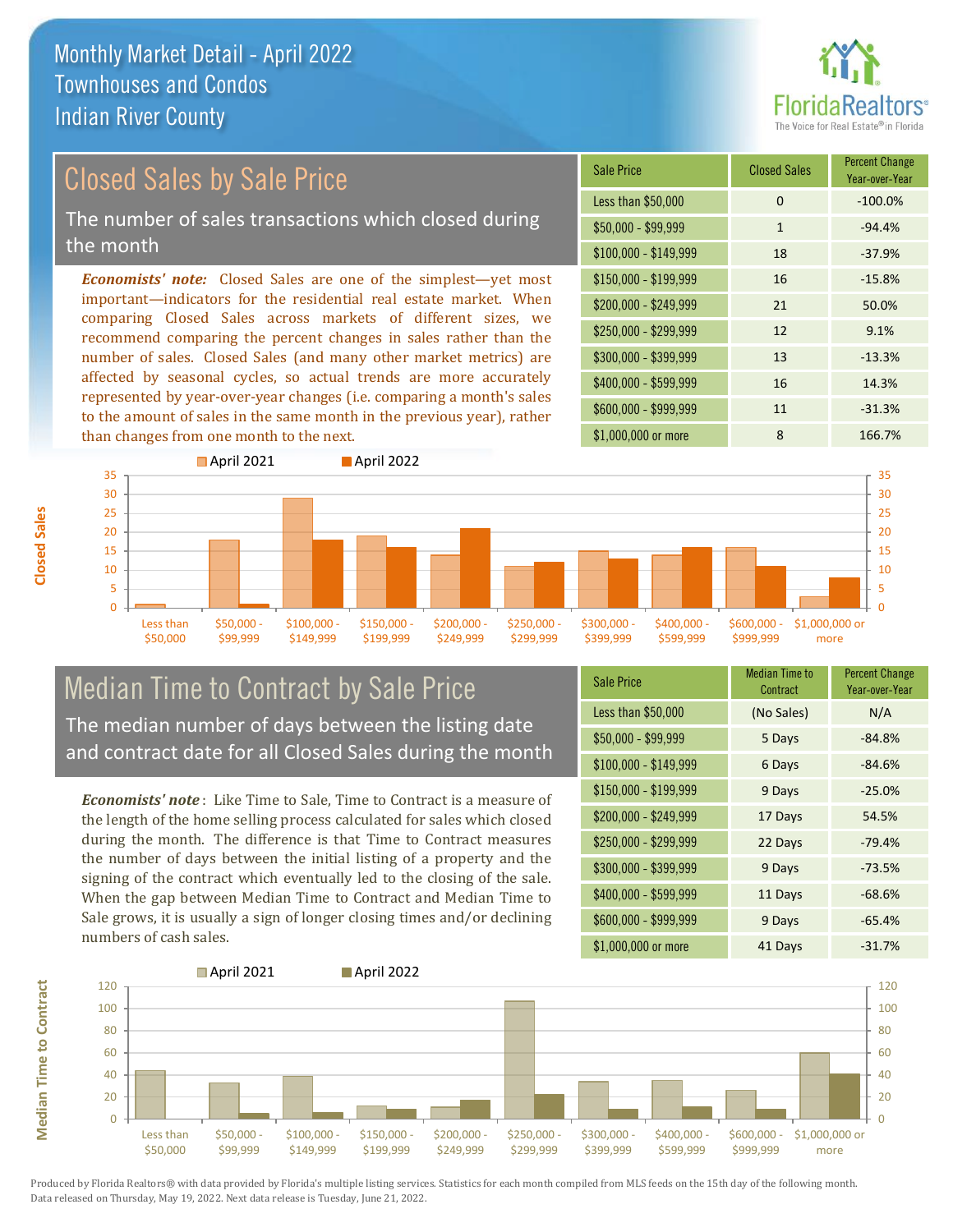# Monthly Market Detail - April 2022
## Townhouses and Condos
## Indian River County

## Closed Sales by Sale Price

The number of sales transactions which closed during the month

***Economists' note:*** Closed Sales are one of the simplest—yet most important—indicators for the residential real estate market. When comparing Closed Sales across markets of different sizes, we recommend comparing the percent changes in sales rather than the number of sales. Closed Sales (and many other market metrics) are affected by seasonal cycles, so actual trends are more accurately represented by year-over-year changes (i.e. comparing a month's sales to the amount of sales in the same month in the previous year), rather than changes from one month to the next.

| Sale Price | Closed Sales | Percent Change Year-over-Year |
|---|---|---|
| Less than $50,000 | 0 | -100.0% |
| $50,000 - $99,999 | 1 | -94.4% |
| $100,000 - $149,999 | 18 | -37.9% |
| $150,000 - $199,999 | 16 | -15.8% |
| $200,000 - $249,999 | 21 | 50.0% |
| $250,000 - $299,999 | 12 | 9.1% |
| $300,000 - $399,999 | 13 | -13.3% |
| $400,000 - $599,999 | 16 | 14.3% |
| $600,000 - $999,999 | 11 | -31.3% |
| $1,000,000 or more | 8 | 166.7% |

## Median Time to Contract by Sale Price

The median number of days between the listing date and contract date for all Closed Sales during the month

***Economists' note*** : Like Time to Sale, Time to Contract is a measure of the length of the home selling process calculated for sales which closed during the month. The difference is that Time to Contract measures the number of days between the initial listing of a property and the signing of the contract which eventually led to the closing of the sale. When the gap between Median Time to Contract and Median Time to Sale grows, it is usually a sign of longer closing times and/or declining numbers of cash sales.

| Sale Price | Median Time to Contract | Percent Change Year-over-Year |
|---|---|---|
| Less than $50,000 | (No Sales) | N/A |
| $50,000 - $99,999 | 5 Days | -84.8% |
| $100,000 - $149,999 | 6 Days | -84.6% |
| $150,000 - $199,999 | 9 Days | -25.0% |
| $200,000 - $249,999 | 17 Days | 54.5% |
| $250,000 - $299,999 | 22 Days | -79.4% |
| $300,000 - $399,999 | 9 Days | -73.5% |
| $400,000 - $599,999 | 11 Days | -68.6% |
| $600,000 - $999,999 | 9 Days | -65.4% |
| $1,000,000 or more | 41 Days | -31.7% |

Produced by Florida Realtors® with data provided by Florida's multiple listing services. Statistics for each month compiled from MLS feeds on the 15th day of the following month. Data released on Thursday, May 19, 2022. Next data release is Tuesday, June 21, 2022.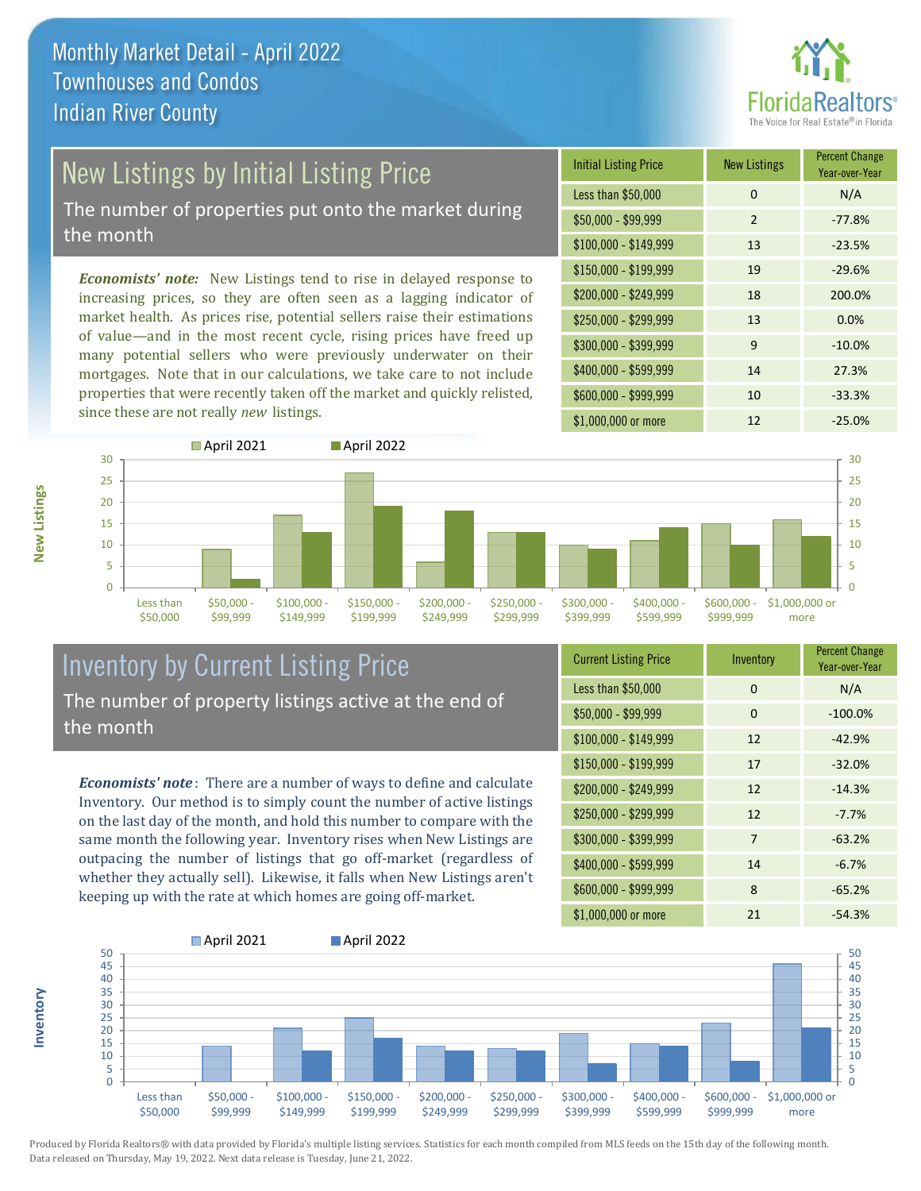# Monthly Market Detail - April 2022
## Townhouses and Condos
## Indian River County

## New Listings by Initial Listing Price

The number of properties put onto the market during the month

***Economists' note:*** New Listings tend to rise in delayed response to increasing prices, so they are often seen as a lagging indicator of market health. As prices rise, potential sellers raise their estimations of value—and in the most recent cycle, rising prices have freed up many potential sellers who were previously underwater on their mortgages. Note that in our calculations, we take care to not include properties that were recently taken off the market and quickly relisted, since these are not really *new* listings.

| Initial Listing Price | New Listings | Percent Change Year-over-Year |
|---|---|---|
| Less than $50,000 | 0 | N/A |
| $50,000 - $99,999 | 2 | -77.8% |
| $100,000 - $149,999 | 13 | -23.5% |
| $150,000 - $199,999 | 19 | -29.6% |
| $200,000 - $249,999 | 18 | 200.0% |
| $250,000 - $299,999 | 13 | 0.0% |
| $300,000 - $399,999 | 9 | -10.0% |
| $400,000 - $599,999 | 14 | 27.3% |
| $600,000 - $999,999 | 10 | -33.3% |
| $1,000,000 or more | 12 | -25.0% |

## Inventory by Current Listing Price

The number of property listings active at the end of the month

***Economists' note*:** There are a number of ways to define and calculate Inventory. Our method is to simply count the number of active listings on the last day of the month, and hold this number to compare with the same month the following year. Inventory rises when New Listings are outpacing the number of listings that go off-market (regardless of whether they actually sell). Likewise, it falls when New Listings aren't keeping up with the rate at which homes are going off-market.

| Current Listing Price | Inventory | Percent Change Year-over-Year |
|---|---|---|
| Less than $50,000 | 0 | N/A |
| $50,000 - $99,999 | 0 | -100.0% |
| $100,000 - $149,999 | 12 | -42.9% |
| $150,000 - $199,999 | 17 | -32.0% |
| $200,000 - $249,999 | 12 | -14.3% |
| $250,000 - $299,999 | 12 | -7.7% |
| $300,000 - $399,999 | 7 | -63.2% |
| $400,000 - $599,999 | 14 | -6.7% |
| $600,000 - $999,999 | 8 | -65.2% |
| $1,000,000 or more | 21 | -54.3% |

Produced by Florida Realtors® with data provided by Florida's multiple listing services. Statistics for each month compiled from MLS feeds on the 15th day of the following month. Data released on Thursday, May 19, 2022. Next data release is Tuesday, June 21, 2022.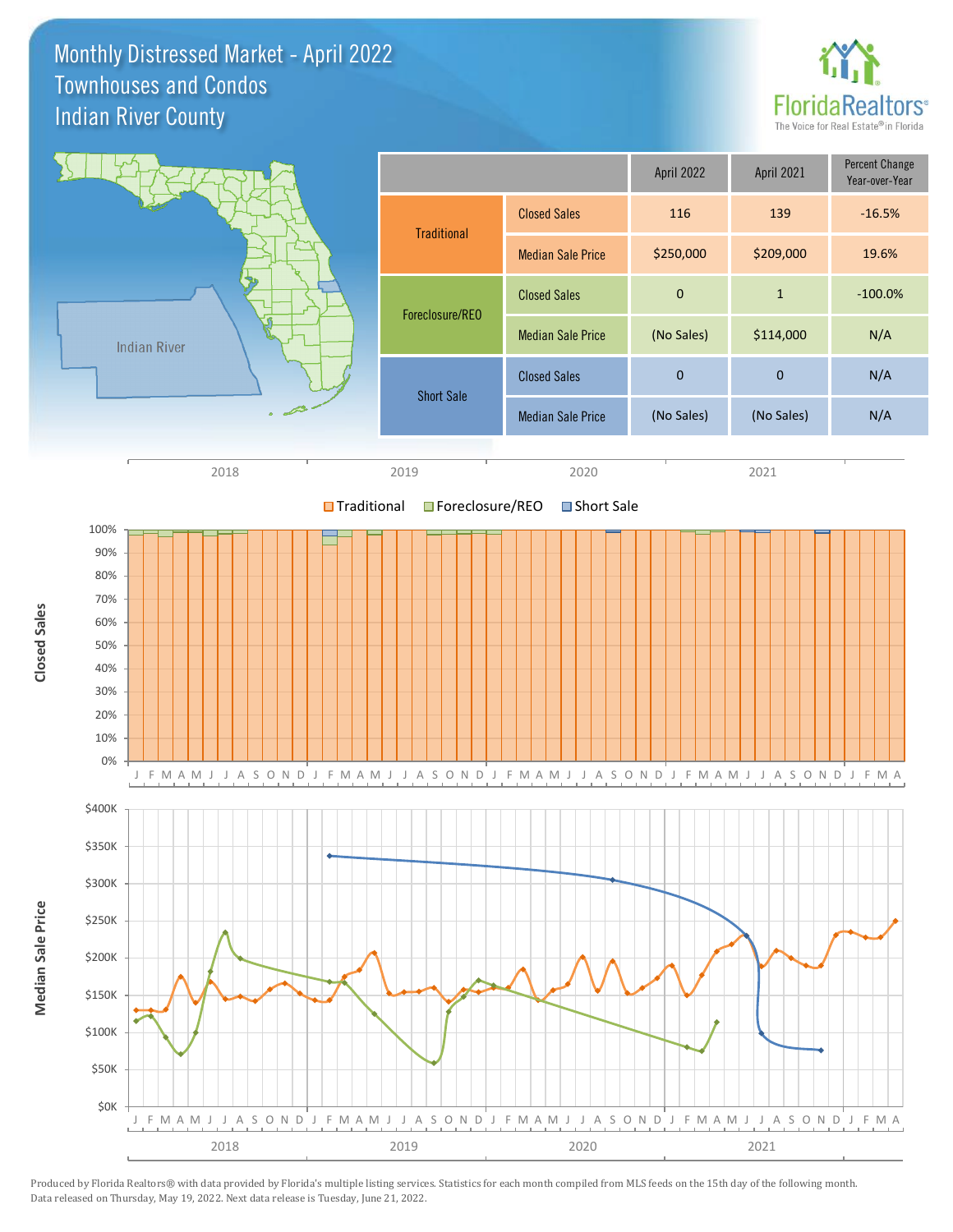# Monthly Distressed Market - April 2022
## Townhouses and Condos
## Indian River County

FloridaRealtors®
The Voice for Real Estate® in Florida

Indian River

| | | April 2022 | April 2021 | Percent Change Year-over-Year |
|---|---|---|---|---|
| Traditional | Closed Sales | 116 | 139 | -16.5% |
| | Median Sale Price | $250,000 | $209,000 | 19.6% |
| Foreclosure/REO | Closed Sales | 0 | 1 | -100.0% |
| | Median Sale Price | (No Sales) | $114,000 | N/A |
| Short Sale | Closed Sales | 0 | 0 | N/A |
| | Median Sale Price | (No Sales) | (No Sales) | N/A |

2018 2019 2020 2021

Traditional  Foreclosure/REO  Short Sale

Closed Sales

100% 90% 80% 70% 60% 50% 40% 30% 20% 10% 0%

J F M A M J J A S O N D J F M A M J J A S O N D J F M A M J J A S O N D J F M A M J J A S O N D J F M A

Median Sale Price

$400K $350K $300K $250K $200K $150K $100K $50K $0K

J F M A M J J A S O N D J F M A M J J A S O N D J F M A M J J A S O N D J F M A M J J A S O N D J F M A

2018 2019 2020 2021

Produced by Florida Realtors® with data provided by Florida's multiple listing services. Statistics for each month compiled from MLS feeds on the 15th day of the following month. Data released on Thursday, May 19, 2022. Next data release is Tuesday, June 21, 2022.